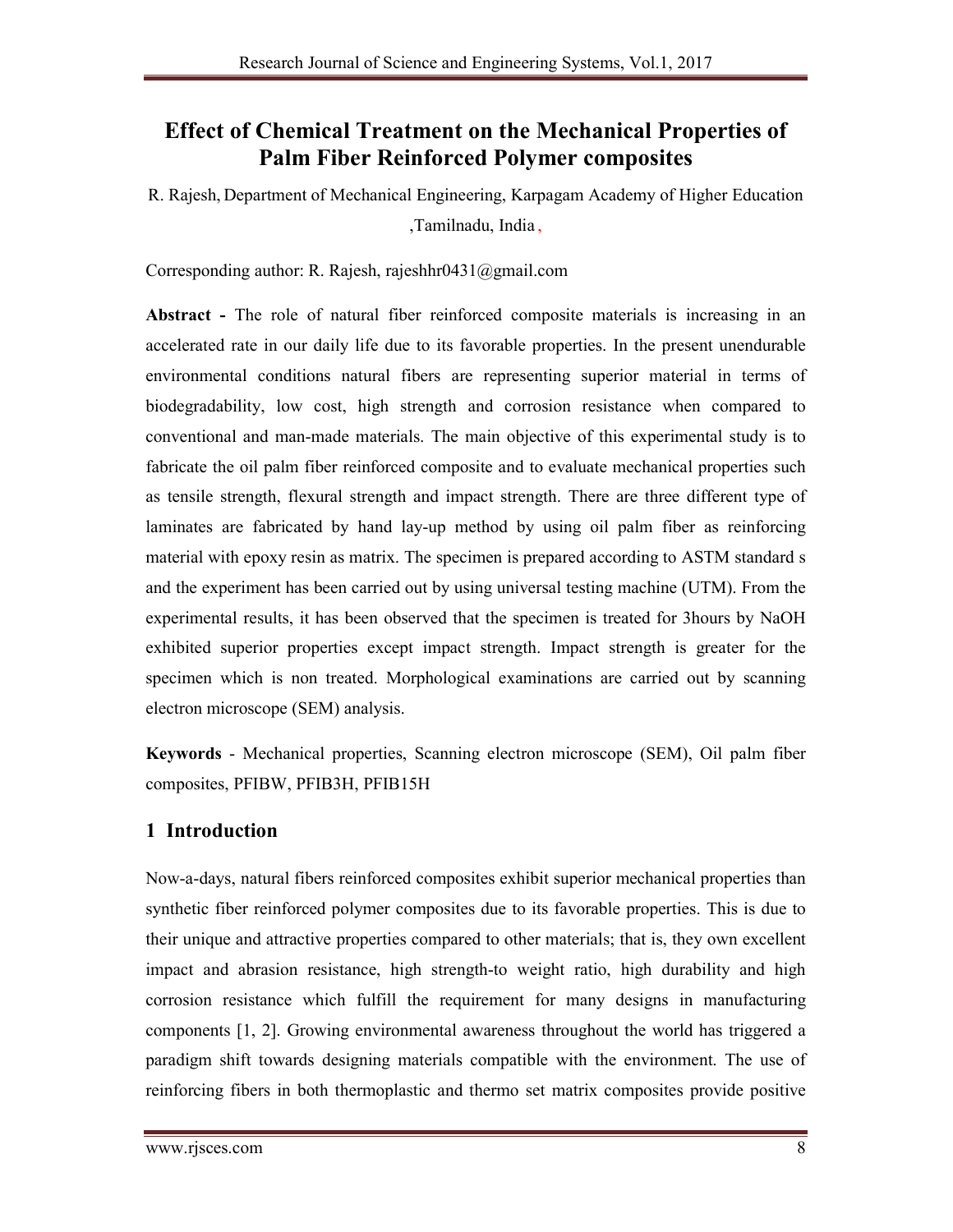# Effect of Chemical Treatment on the Mechanical Properties of Palm Fiber Reinforced Polymer composites

R. Rajesh, Department of Mechanical Engineering, Karpagam Academy of Higher Education ,Tamilnadu, India ,

Corresponding author: R. Rajesh, rajeshhr0431@gmail.com

**Abstract -** The role of natural fiber reinforced composite materials is increasing in an accelerated rate in our daily life due to its favorable properties. In the present unendurable environmental conditions natural fibers are representing superior material in terms of biodegradability, low cost, high strength and corrosion resistance when compared to conventional and man-made materials. The main objective of this experimental study is to fabricate the oil palm fiber reinforced composite and to evaluate mechanical properties such as tensile strength, flexural strength and impact strength. There are three different type of laminates are fabricated by hand lay-up method by using oil palm fiber as reinforcing material with epoxy resin as matrix. The specimen is prepared according to ASTM standard s and the experiment has been carried out by using universal testing machine (UTM). From the experimental results, it has been observed that the specimen is treated for 3hours by NaOH exhibited superior properties except impact strength. Impact strength is greater for the specimen which is non treated. Morphological examinations are carried out by scanning electron microscope (SEM) analysis.

**Keywords** - Mechanical properties, Scanning electron microscope (SEM), Oil palm fiber composites, PFIBW, PFIB3H, PFIB15H

## 1 Introduction

Now-a-days, natural fibers reinforced composites exhibit superior mechanical properties than synthetic fiber reinforced polymer composites due to its favorable properties. This is due to their unique and attractive properties compared to other materials; that is, they own excellent impact and abrasion resistance, high strength-to weight ratio, high durability and high corrosion resistance which fulfill the requirement for many designs in manufacturing components [1, 2]. Growing environmental awareness throughout the world has triggered a paradigm shift towards designing materials compatible with the environment. The use of reinforcing fibers in both thermoplastic and thermo set matrix composites provide positive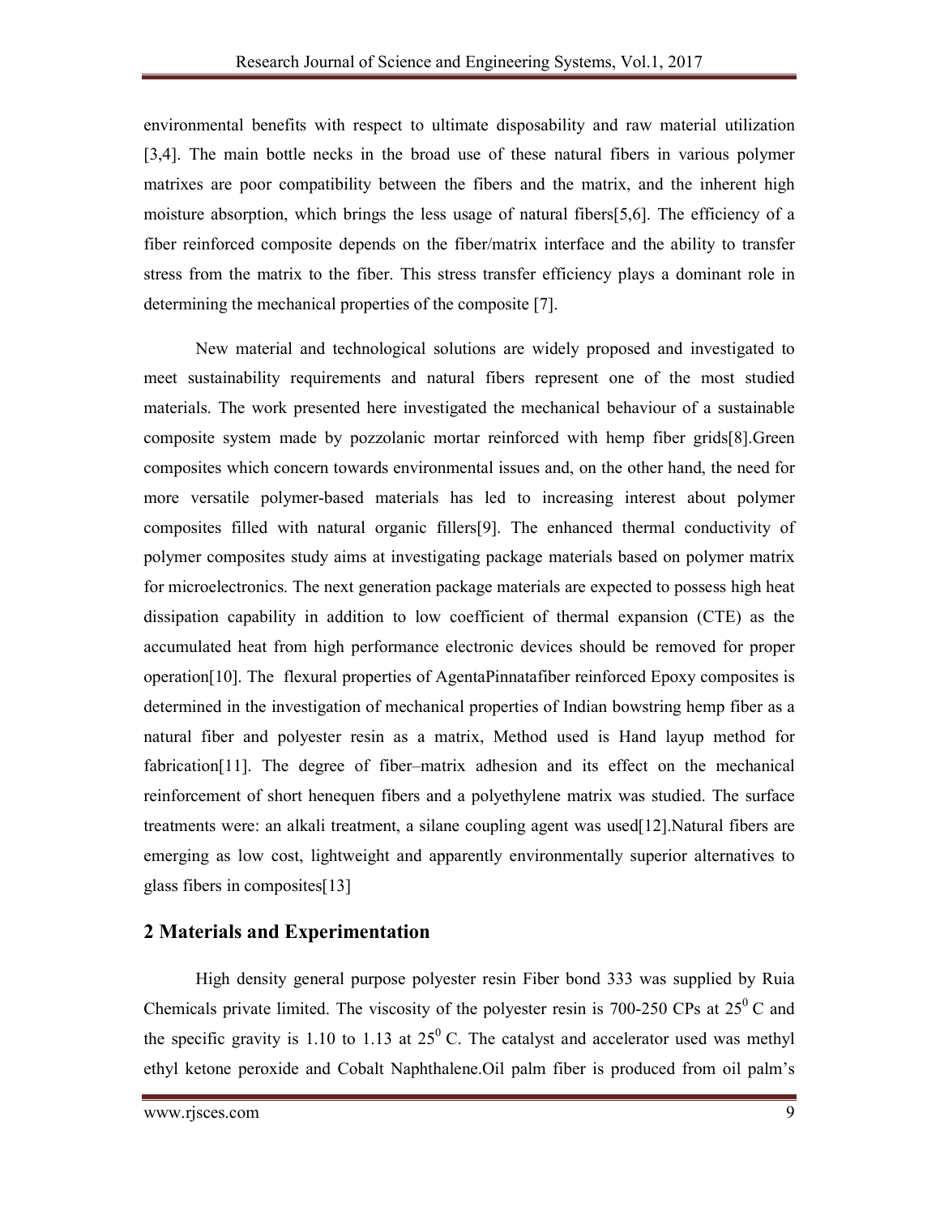environmental benefits with respect to ultimate disposability and raw material utilization [3,4]. The main bottle necks in the broad use of these natural fibers in various polymer matrixes are poor compatibility between the fibers and the matrix, and the inherent high moisture absorption, which brings the less usage of natural fibers[5,6]. The efficiency of a fiber reinforced composite depends on the fiber/matrix interface and the ability to transfer stress from the matrix to the fiber. This stress transfer efficiency plays a dominant role in determining the mechanical properties of the composite [7].

New material and technological solutions are widely proposed and investigated to meet sustainability requirements and natural fibers represent one of the most studied materials. The work presented here investigated the mechanical behaviour of a sustainable composite system made by pozzolanic mortar reinforced with hemp fiber grids[8].Green composites which concern towards environmental issues and, on the other hand, the need for more versatile polymer-based materials has led to increasing interest about polymer composites filled with natural organic fillers[9]. The enhanced thermal conductivity of polymer composites study aims at investigating package materials based on polymer matrix for microelectronics. The next generation package materials are expected to possess high heat dissipation capability in addition to low coefficient of thermal expansion (CTE) as the accumulated heat from high performance electronic devices should be removed for proper operation[10]. The flexural properties of AgentaPinnatafiber reinforced Epoxy composites is determined in the investigation of mechanical properties of Indian bowstring hemp fiber as a natural fiber and polyester resin as a matrix, Method used is Hand layup method for fabrication[11]. The degree of fiber–matrix adhesion and its effect on the mechanical reinforcement of short henequen fibers and a polyethylene matrix was studied. The surface treatments were: an alkali treatment, a silane coupling agent was used[12].Natural fibers are emerging as low cost, lightweight and apparently environmentally superior alternatives to glass fibers in composites[13]

## 2 Materials and Experimentation

High density general purpose polyester resin Fiber bond 333 was supplied by Ruia Chemicals private limited. The viscosity of the polyester resin is 700-250 CPs at $25^0$ C and the specific gravity is 1.10 to 1.13 at $25^0$ C. The catalyst and accelerator used was methyl ethyl ketone peroxide and Cobalt Naphthalene.Oil palm fiber is produced from oil palm's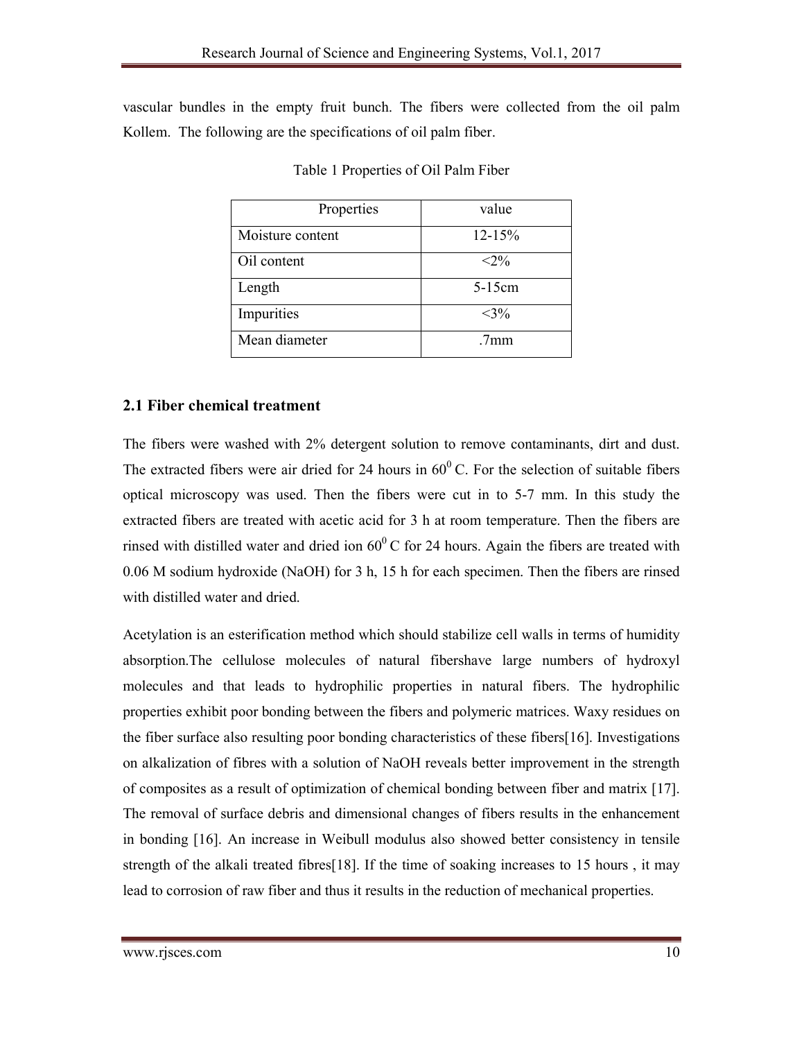vascular bundles in the empty fruit bunch. The fibers were collected from the oil palm Kollem. The following are the specifications of oil palm fiber.

Table 1 Properties of Oil Palm Fiber

| Properties | value |
| --- | --- |
| Moisture content | 12-15% |
| Oil content | <2% |
| Length | 5-15cm |
| Impurities | <3% |
| Mean diameter | .7mm |

## 2.1 Fiber chemical treatment

The fibers were washed with 2% detergent solution to remove contaminants, dirt and dust. The extracted fibers were air dried for 24 hours in $60^0$ C. For the selection of suitable fibers optical microscopy was used. Then the fibers were cut in to 5-7 mm. In this study the extracted fibers are treated with acetic acid for 3 h at room temperature. Then the fibers are rinsed with distilled water and dried ion $60^0$ C for 24 hours. Again the fibers are treated with 0.06 M sodium hydroxide (NaOH) for 3 h, 15 h for each specimen. Then the fibers are rinsed with distilled water and dried.

Acetylation is an esterification method which should stabilize cell walls in terms of humidity absorption.The cellulose molecules of natural fibershave large numbers of hydroxyl molecules and that leads to hydrophilic properties in natural fibers. The hydrophilic properties exhibit poor bonding between the fibers and polymeric matrices. Waxy residues on the fiber surface also resulting poor bonding characteristics of these fibers[16]. Investigations on alkalization of fibres with a solution of NaOH reveals better improvement in the strength of composites as a result of optimization of chemical bonding between fiber and matrix [17]. The removal of surface debris and dimensional changes of fibers results in the enhancement in bonding [16]. An increase in Weibull modulus also showed better consistency in tensile strength of the alkali treated fibres[18]. If the time of soaking increases to 15 hours , it may lead to corrosion of raw fiber and thus it results in the reduction of mechanical properties.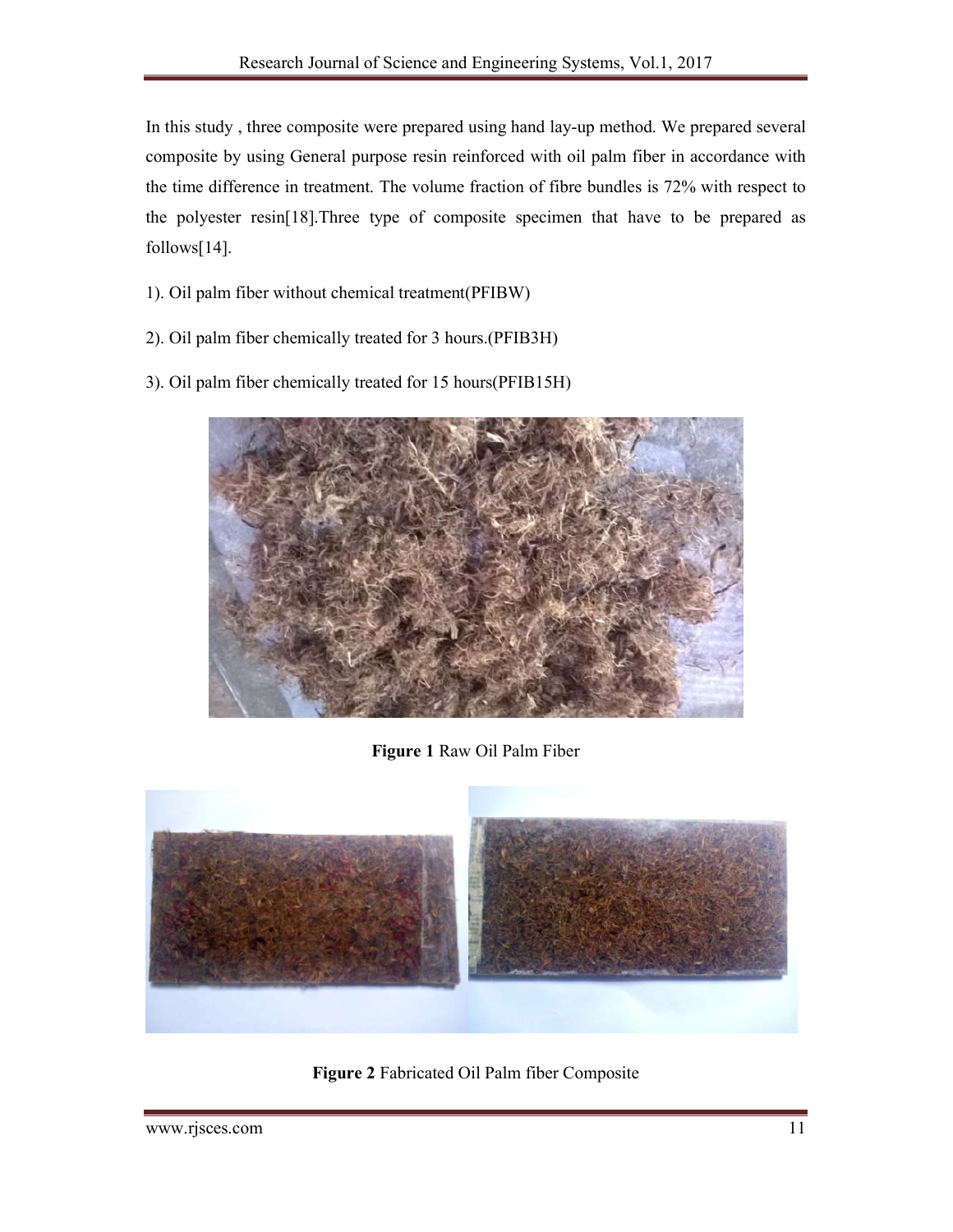In this study , three composite were prepared using hand lay-up method. We prepared several composite by using General purpose resin reinforced with oil palm fiber in accordance with the time difference in treatment. The volume fraction of fibre bundles is 72% with respect to the polyester resin[18].Three type of composite specimen that have to be prepared as follows[14].

1). Oil palm fiber without chemical treatment(PFIBW)

2). Oil palm fiber chemically treated for 3 hours.(PFIB3H)

3). Oil palm fiber chemically treated for 15 hours(PFIB15H)

**Figure 1** Raw Oil Palm Fiber

**Figure 2** Fabricated Oil Palm fiber Composite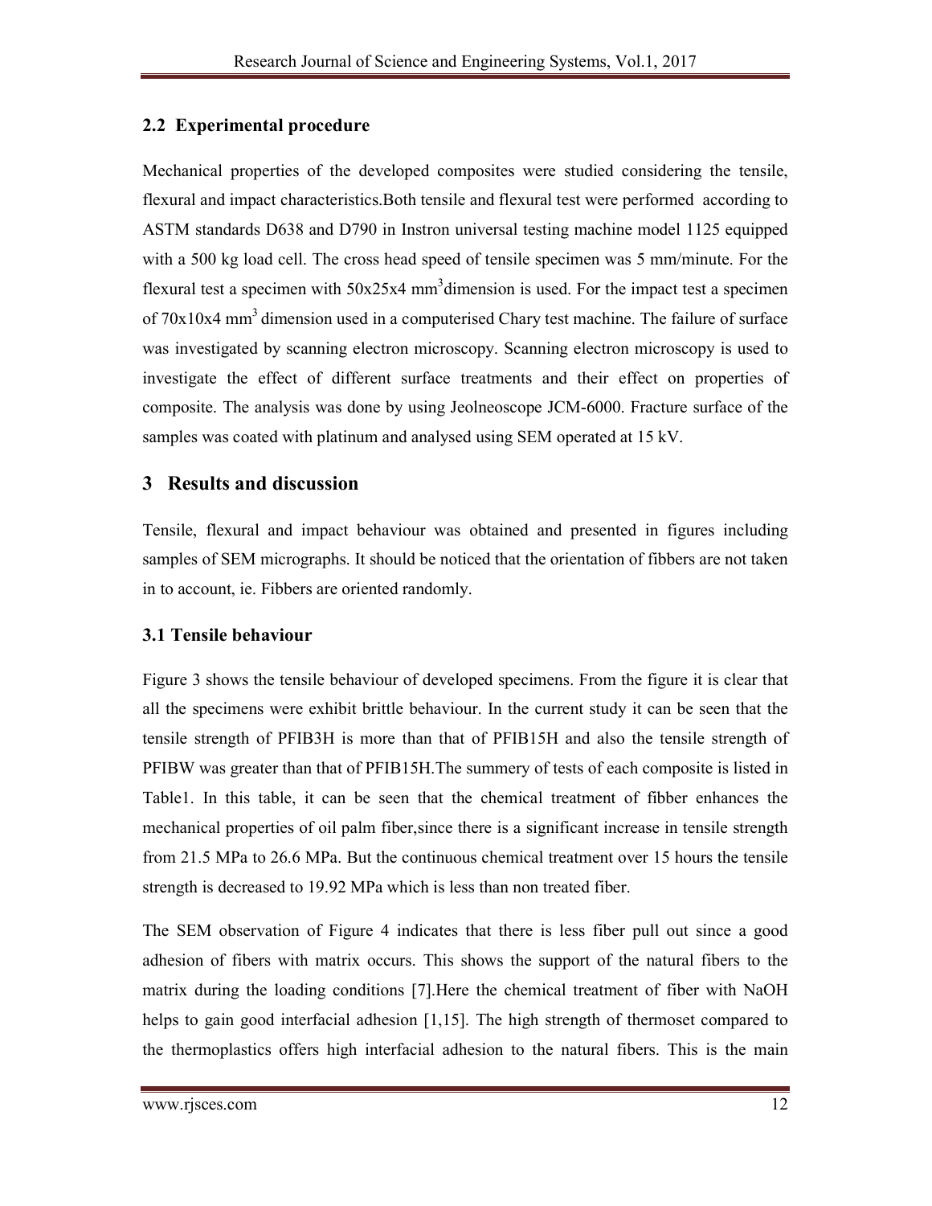## 2.2 Experimental procedure

Mechanical properties of the developed composites were studied considering the tensile, flexural and impact characteristics.Both tensile and flexural test were performed according to ASTM standards D638 and D790 in Instron universal testing machine model 1125 equipped with a 500 kg load cell. The cross head speed of tensile specimen was 5 mm/minute. For the flexural test a specimen with 50x25x4 $mm^3$ dimension is used. For the impact test a specimen of 70x10x4 $mm^3$ dimension used in a computerised Chary test machine. The failure of surface was investigated by scanning electron microscopy. Scanning electron microscopy is used to investigate the effect of different surface treatments and their effect on properties of composite. The analysis was done by using Jeolneoscope JCM-6000. Fracture surface of the samples was coated with platinum and analysed using SEM operated at 15 kV.

# 3 Results and discussion

Tensile, flexural and impact behaviour was obtained and presented in figures including samples of SEM micrographs. It should be noticed that the orientation of fibbers are not taken in to account, ie. Fibbers are oriented randomly.

## 3.1 Tensile behaviour

Figure 3 shows the tensile behaviour of developed specimens. From the figure it is clear that all the specimens were exhibit brittle behaviour. In the current study it can be seen that the tensile strength of PFIB3H is more than that of PFIB15H and also the tensile strength of PFIBW was greater than that of PFIB15H.The summery of tests of each composite is listed in Table1. In this table, it can be seen that the chemical treatment of fibber enhances the mechanical properties of oil palm fiber,since there is a significant increase in tensile strength from 21.5 MPa to 26.6 MPa. But the continuous chemical treatment over 15 hours the tensile strength is decreased to 19.92 MPa which is less than non treated fiber.

The SEM observation of Figure 4 indicates that there is less fiber pull out since a good adhesion of fibers with matrix occurs. This shows the support of the natural fibers to the matrix during the loading conditions [7].Here the chemical treatment of fiber with NaOH helps to gain good interfacial adhesion [1,15]. The high strength of thermoset compared to the thermoplastics offers high interfacial adhesion to the natural fibers. This is the main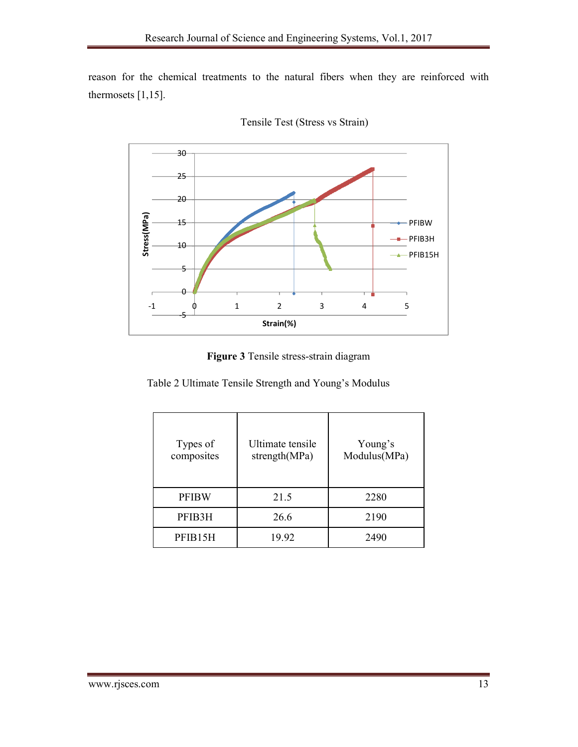reason for the chemical treatments to the natural fibers when they are reinforced with thermosets [1,15].

Tensile Test (Stress vs Strain)

**Figure 3** Tensile stress-strain diagram

Table 2 Ultimate Tensile Strength and Young's Modulus

| Types of composites | Ultimate tensile strength(MPa) | Young's Modulus(MPa) |
|---|---|---|
| PFIBW | 21.5 | 2280 |
| PFIB3H | 26.6 | 2190 |
| PFIB15H | 19.92 | 2490 |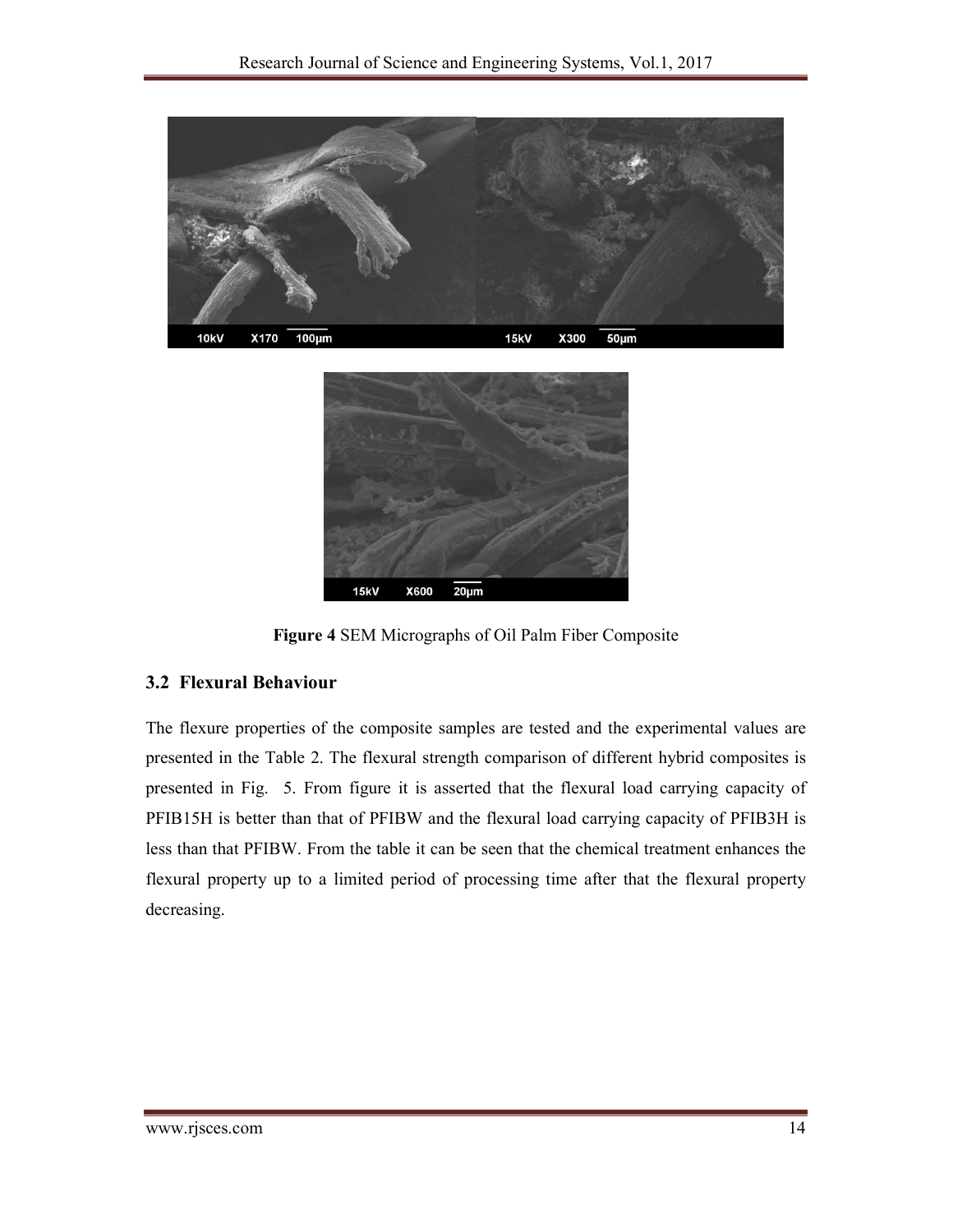**Figure 4** SEM Micrographs of Oil Palm Fiber Composite

### 3.2 Flexural Behaviour

The flexure properties of the composite samples are tested and the experimental values are presented in the Table 2. The flexural strength comparison of different hybrid composites is presented in Fig. 5. From figure it is asserted that the flexural load carrying capacity of PFIB15H is better than that of PFIBW and the flexural load carrying capacity of PFIB3H is less than that PFIBW. From the table it can be seen that the chemical treatment enhances the flexural property up to a limited period of processing time after that the flexural property decreasing.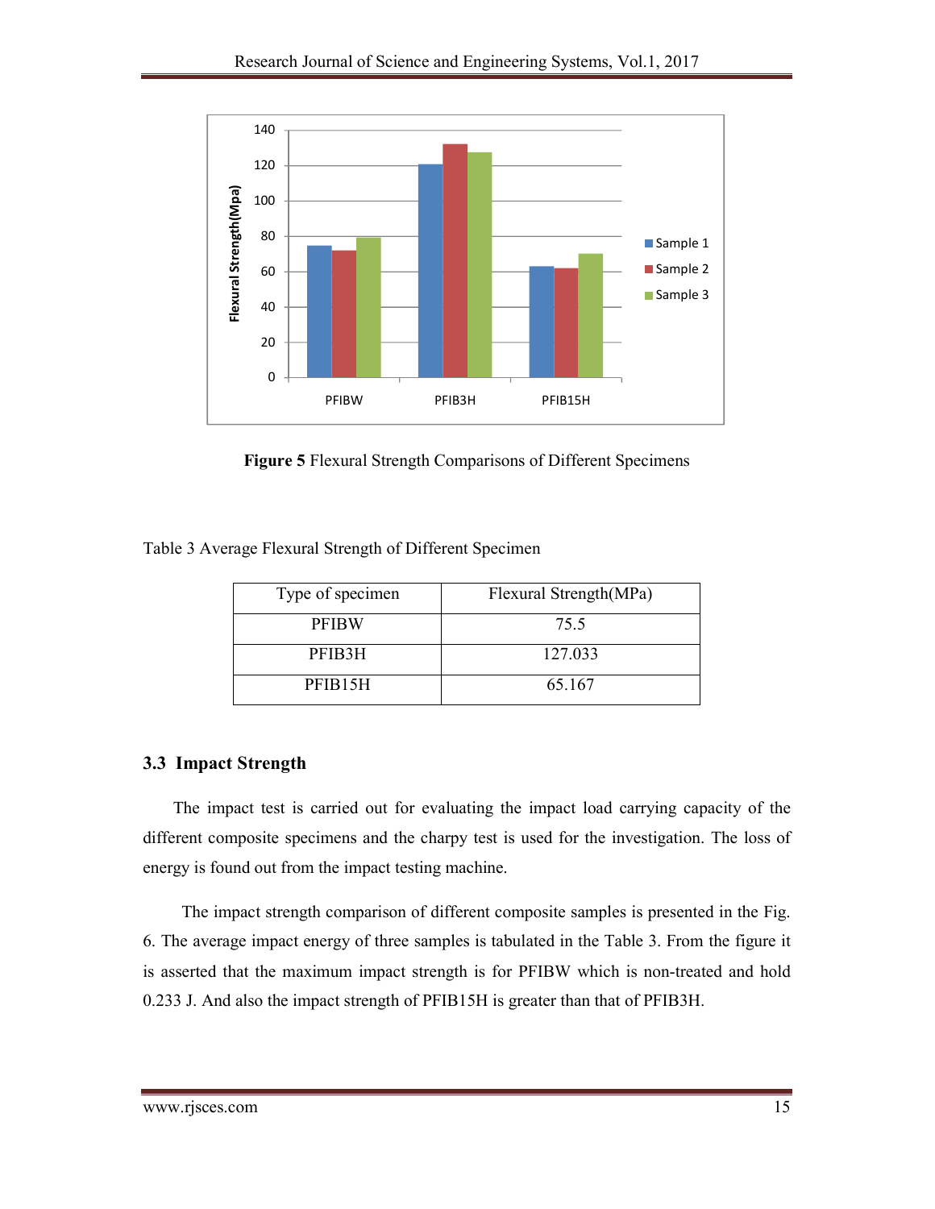Figure 5 Flexural Strength Comparisons of Different Specimens

Table 3 Average Flexural Strength of Different Specimen

| Type of specimen | Flexural Strength(MPa) |
|---|---|
| PFIBW | 75.5 |
| PFIB3H | 127.033 |
| PFIB15H | 65.167 |

### 3.3 Impact Strength

The impact test is carried out for evaluating the impact load carrying capacity of the different composite specimens and the charpy test is used for the investigation. The loss of energy is found out from the impact testing machine.

The impact strength comparison of different composite samples is presented in the Fig. 6. The average impact energy of three samples is tabulated in the Table 3. From the figure it is asserted that the maximum impact strength is for PFIBW which is non-treated and hold 0.233 J. And also the impact strength of PFIB15H is greater than that of PFIB3H.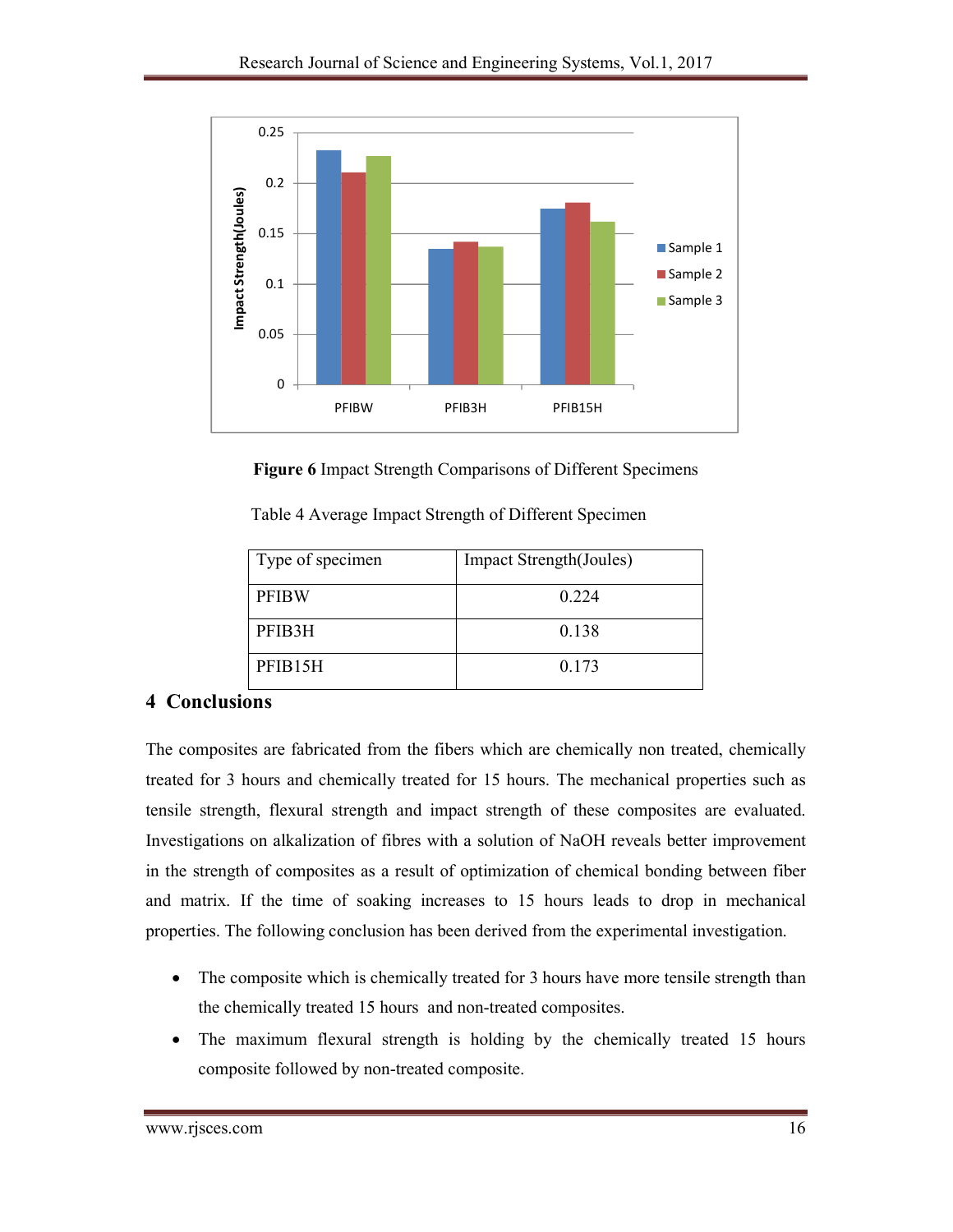**Figure 6** Impact Strength Comparisons of Different Specimens

Table 4 Average Impact Strength of Different Specimen

| Type of specimen | Impact Strength(Joules) |
| --- | --- |
| PFIBW | 0.224 |
| PFIB3H | 0.138 |
| PFIB15H | 0.173 |

## 4 Conclusions

The composites are fabricated from the fibers which are chemically non treated, chemically treated for 3 hours and chemically treated for 15 hours. The mechanical properties such as tensile strength, flexural strength and impact strength of these composites are evaluated. Investigations on alkalization of fibres with a solution of NaOH reveals better improvement in the strength of composites as a result of optimization of chemical bonding between fiber and matrix. If the time of soaking increases to 15 hours leads to drop in mechanical properties. The following conclusion has been derived from the experimental investigation.

- The composite which is chemically treated for 3 hours have more tensile strength than the chemically treated 15 hours and non-treated composites.
- The maximum flexural strength is holding by the chemically treated 15 hours composite followed by non-treated composite.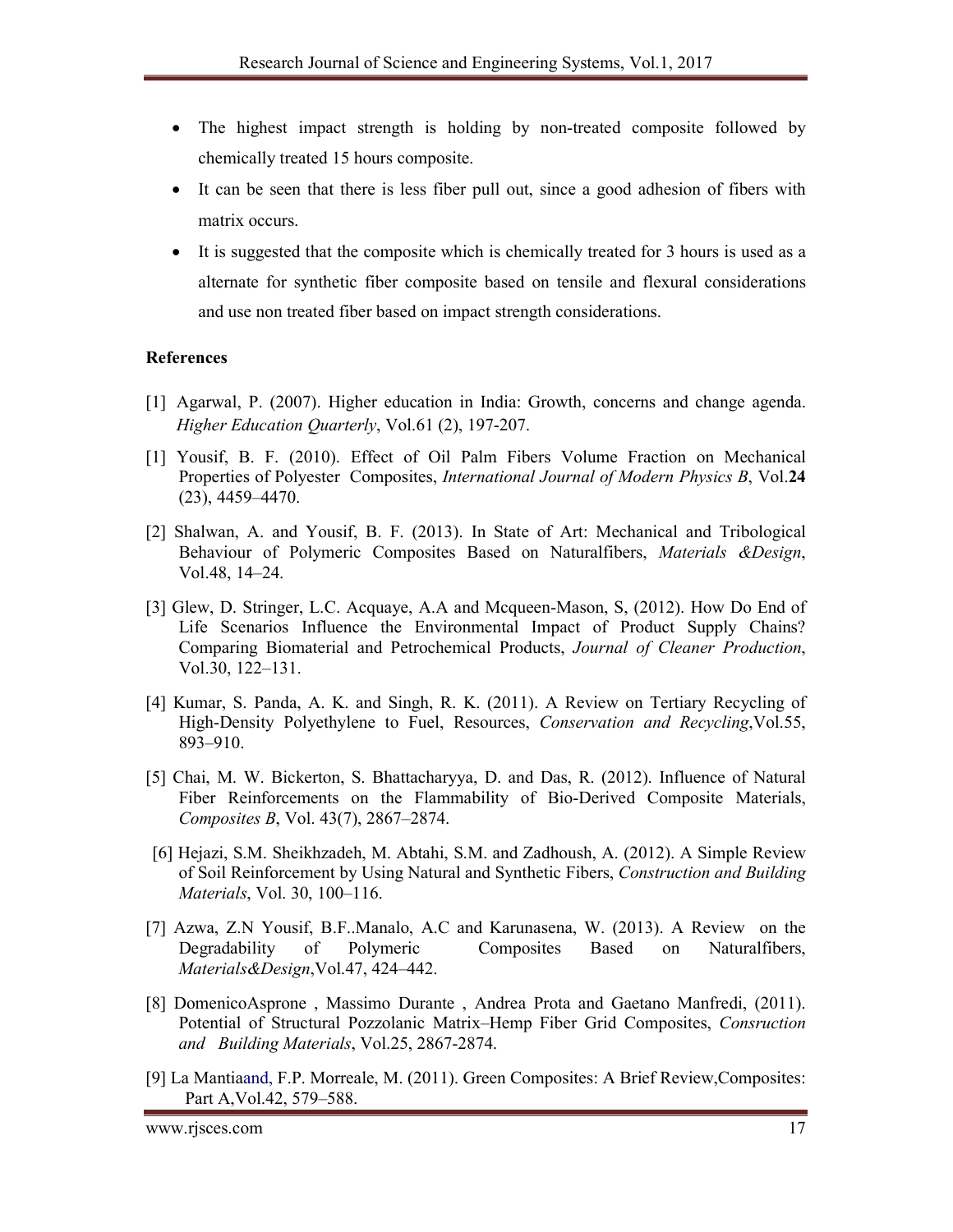- The highest impact strength is holding by non-treated composite followed by chemically treated 15 hours composite.
- It can be seen that there is less fiber pull out, since a good adhesion of fibers with matrix occurs.
- It is suggested that the composite which is chemically treated for 3 hours is used as a alternate for synthetic fiber composite based on tensile and flexural considerations and use non treated fiber based on impact strength considerations.

**References**

[1] Agarwal, P. (2007). Higher education in India: Growth, concerns and change agenda. *Higher Education Quarterly*, Vol.61 (2), 197-207.

[1] Yousif, B. F. (2010). Effect of Oil Palm Fibers Volume Fraction on Mechanical Properties of Polyester Composites, *International Journal of Modern Physics B*, Vol.**24** (23), 4459–4470.

[2] Shalwan, A. and Yousif, B. F. (2013). In State of Art: Mechanical and Tribological Behaviour of Polymeric Composites Based on Naturalfibers, *Materials &Design*, Vol.48, 14–24.

[3] Glew, D. Stringer, L.C. Acquaye, A.A and Mcqueen-Mason, S, (2012). How Do End of Life Scenarios Influence the Environmental Impact of Product Supply Chains? Comparing Biomaterial and Petrochemical Products, *Journal of Cleaner Production*, Vol.30, 122–131.

[4] Kumar, S. Panda, A. K. and Singh, R. K. (2011). A Review on Tertiary Recycling of High-Density Polyethylene to Fuel, Resources, *Conservation and Recycling*,Vol.55, 893–910.

[5] Chai, M. W. Bickerton, S. Bhattacharyya, D. and Das, R. (2012). Influence of Natural Fiber Reinforcements on the Flammability of Bio-Derived Composite Materials, *Composites B*, Vol. 43(7), 2867–2874.

[6] Hejazi, S.M. Sheikhzadeh, M. Abtahi, S.M. and Zadhoush, A. (2012). A Simple Review of Soil Reinforcement by Using Natural and Synthetic Fibers, *Construction and Building Materials*, Vol. 30, 100–116.

[7] Azwa, Z.N Yousif, B.F..Manalo, A.C and Karunasena, W. (2013). A Review on the Degradability of Polymeric Composites Based on Naturalfibers, *Materials&Design*,Vol.47, 424–442.

[8] DomenicoAsprone , Massimo Durante , Andrea Prota and Gaetano Manfredi, (2011). Potential of Structural Pozzolanic Matrix–Hemp Fiber Grid Composites, *Consruction and Building Materials*, Vol.25, 2867-2874.

[9] La Mantiaand, F.P. Morreale, M. (2011). Green Composites: A Brief Review,Composites: Part A,Vol.42, 579–588.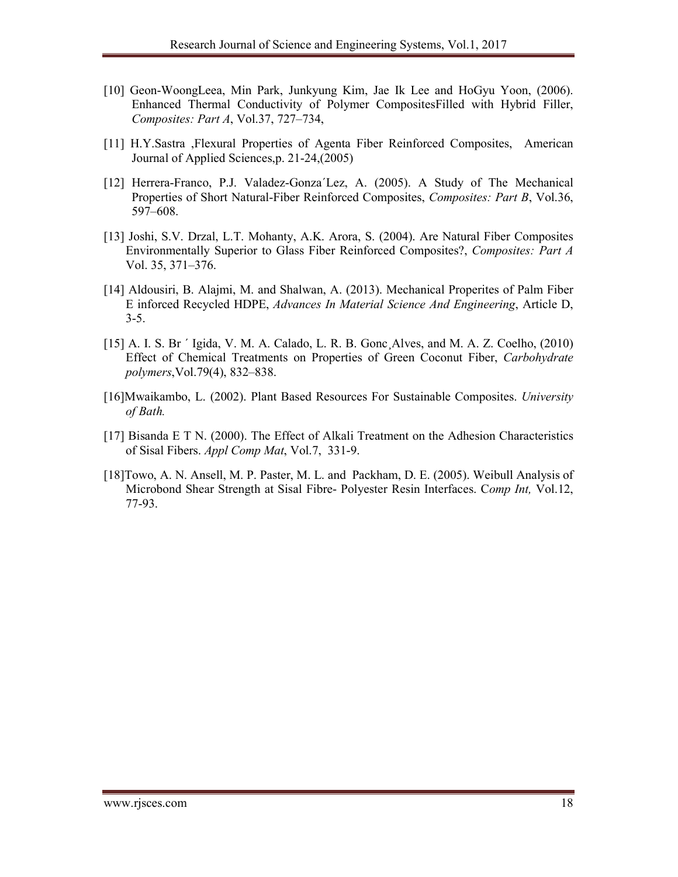[10] Geon-WoongLeea, Min Park, Junkyung Kim, Jae Ik Lee and HoGyu Yoon, (2006). Enhanced Thermal Conductivity of Polymer CompositesFilled with Hybrid Filler, *Composites: Part A*, Vol.37, 727–734,

[11] H.Y.Sastra ,Flexural Properties of Agenta Fiber Reinforced Composites, American Journal of Applied Sciences,p. 21-24,(2005)

[12] Herrera-Franco, P.J. Valadez-Gonza´Lez, A. (2005). A Study of The Mechanical Properties of Short Natural-Fiber Reinforced Composites, *Composites: Part B*, Vol.36, 597–608.

[13] Joshi, S.V. Drzal, L.T. Mohanty, A.K. Arora, S. (2004). Are Natural Fiber Composites Environmentally Superior to Glass Fiber Reinforced Composites?, *Composites: Part A* Vol. 35, 371–376.

[14] Aldousiri, B. Alajmi, M. and Shalwan, A. (2013). Mechanical Properites of Palm Fiber E inforced Recycled HDPE, *Advances In Material Science And Engineering*, Article D, 3-5.

[15] A. I. S. Br ´ Igida, V. M. A. Calado, L. R. B. Gonc¸Alves, and M. A. Z. Coelho, (2010) Effect of Chemical Treatments on Properties of Green Coconut Fiber, *Carbohydrate polymers*,Vol.79(4), 832–838.

[16]Mwaikambo, L. (2002). Plant Based Resources For Sustainable Composites. *University of Bath.*

[17] Bisanda E T N. (2000). The Effect of Alkali Treatment on the Adhesion Characteristics of Sisal Fibers. *Appl Comp Mat*, Vol.7, 331-9.

[18]Towo, A. N. Ansell, M. P. Paster, M. L. and Packham, D. E. (2005). Weibull Analysis of Microbond Shear Strength at Sisal Fibre- Polyester Resin Interfaces. C*omp Int,* Vol.12, 77-93.